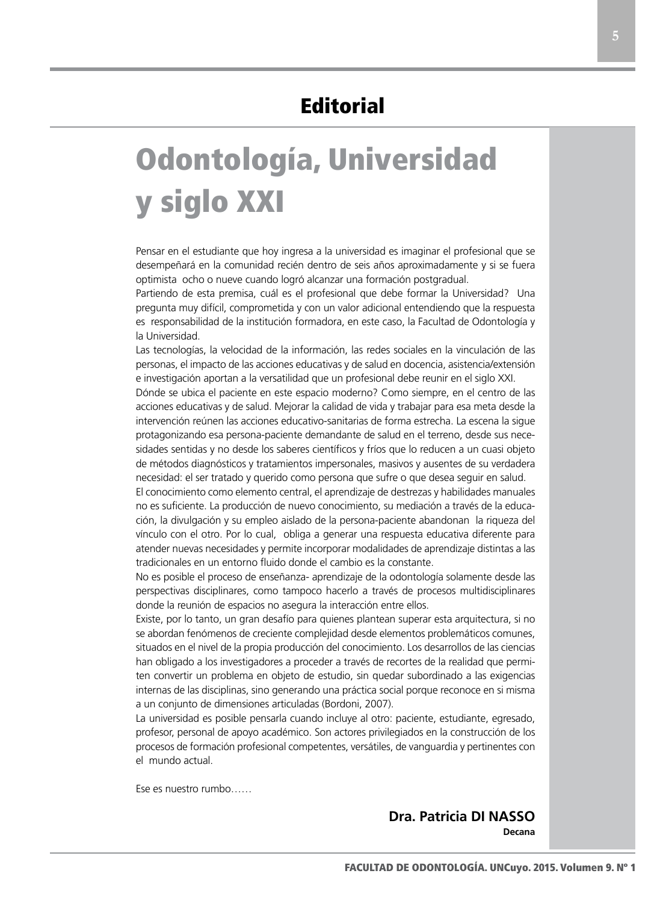## Editorial

# Odontología, Universidad y siglo XXI

Pensar en el estudiante que hoy ingresa a la universidad es imaginar el profesional que se desempeñará en la comunidad recién dentro de seis años aproximadamente y si se fuera optimista ocho o nueve cuando logró alcanzar una formación postgradual.

Partiendo de esta premisa, cuál es el profesional que debe formar la Universidad? Una pregunta muy difícil, comprometida y con un valor adicional entendiendo que la respuesta es responsabilidad de la institución formadora, en este caso, la Facultad de Odontología y la Universidad.

Las tecnologías, la velocidad de la información, las redes sociales en la vinculación de las personas, el impacto de las acciones educativas y de salud en docencia, asistencia/extensión e investigación aportan a la versatilidad que un profesional debe reunir en el siglo XXI.

Dónde se ubica el paciente en este espacio moderno? Como siempre, en el centro de las acciones educativas y de salud. Mejorar la calidad de vida y trabajar para esa meta desde la intervención reúnen las acciones educativo-sanitarias de forma estrecha. La escena la sigue protagonizando esa persona-paciente demandante de salud en el terreno, desde sus necesidades sentidas y no desde los saberes científicos y fríos que lo reducen a un cuasi objeto de métodos diagnósticos y tratamientos impersonales, masivos y ausentes de su verdadera necesidad: el ser tratado y querido como persona que sufre o que desea seguir en salud.

El conocimiento como elemento central, el aprendizaje de destrezas y habilidades manuales no es suficiente. La producción de nuevo conocimiento, su mediación a través de la educación, la divulgación y su empleo aislado de la persona-paciente abandonan la riqueza del vínculo con el otro. Por lo cual, obliga a generar una respuesta educativa diferente para atender nuevas necesidades y permite incorporar modalidades de aprendizaje distintas a las tradicionales en un entorno fluido donde el cambio es la constante.

No es posible el proceso de enseñanza- aprendizaje de la odontología solamente desde las perspectivas disciplinares, como tampoco hacerlo a través de procesos multidisciplinares donde la reunión de espacios no asegura la interacción entre ellos.

Existe, por lo tanto, un gran desafío para quienes plantean superar esta arquitectura, si no se abordan fenómenos de creciente complejidad desde elementos problemáticos comunes, situados en el nivel de la propia producción del conocimiento. Los desarrollos de las ciencias han obligado a los investigadores a proceder a través de recortes de la realidad que permiten convertir un problema en objeto de estudio, sin quedar subordinado a las exigencias internas de las disciplinas, sino generando una práctica social porque reconoce en si misma a un conjunto de dimensiones articuladas (Bordoni, 2007).

La universidad es posible pensarla cuando incluye al otro: paciente, estudiante, egresado, profesor, personal de apoyo académico. Son actores privilegiados en la construcción de los procesos de formación profesional competentes, versátiles, de vanguardia y pertinentes con el mundo actual.

Ese es nuestro rumbo……

**Dra. Patricia DI NASSO**
**Decana**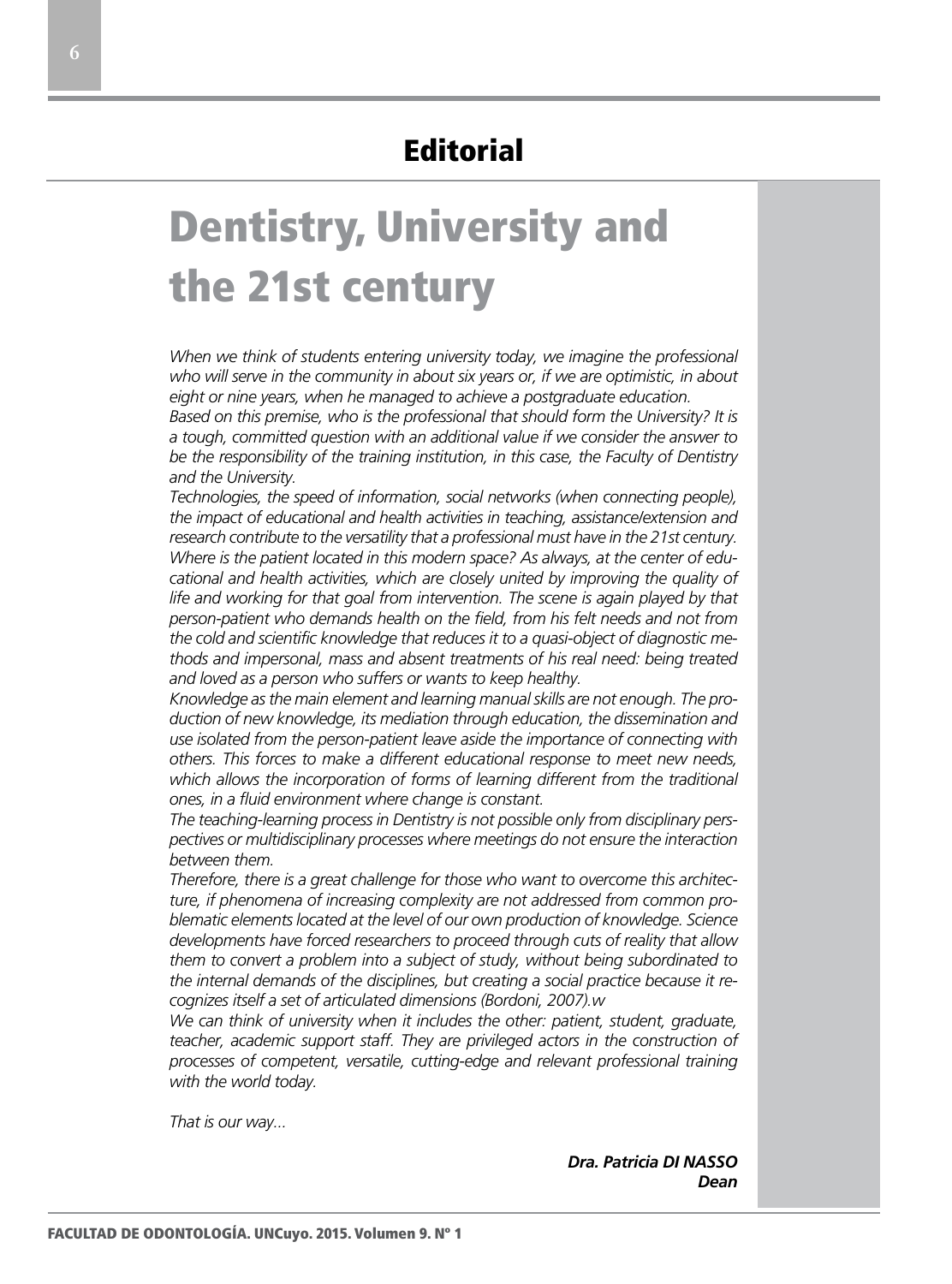## Editorial

# Dentistry, University and the 21st century

*When we think of students entering university today, we imagine the professional who will serve in the community in about six years or, if we are optimistic, in about eight or nine years, when he managed to achieve a postgraduate education.*

*Based on this premise, who is the professional that should form the University? It is a tough, committed question with an additional value if we consider the answer to be the responsibility of the training institution, in this case, the Faculty of Dentistry and the University.*

*Technologies, the speed of information, social networks (when connecting people), the impact of educational and health activities in teaching, assistance/extension and research contribute to the versatility that a professional must have in the 21st century. Where is the patient located in this modern space? As always, at the center of educational and health activities, which are closely united by improving the quality of life and working for that goal from intervention. The scene is again played by that person-patient who demands health on the field, from his felt needs and not from the cold and scientific knowledge that reduces it to a quasi-object of diagnostic methods and impersonal, mass and absent treatments of his real need: being treated and loved as a person who suffers or wants to keep healthy.*

*Knowledge as the main element and learning manual skills are not enough. The production of new knowledge, its mediation through education, the dissemination and use isolated from the person-patient leave aside the importance of connecting with others. This forces to make a different educational response to meet new needs, which allows the incorporation of forms of learning different from the traditional ones, in a fluid environment where change is constant.*

*The teaching-learning process in Dentistry is not possible only from disciplinary perspectives or multidisciplinary processes where meetings do not ensure the interaction between them.*

*Therefore, there is a great challenge for those who want to overcome this architecture, if phenomena of increasing complexity are not addressed from common problematic elements located at the level of our own production of knowledge. Science developments have forced researchers to proceed through cuts of reality that allow them to convert a problem into a subject of study, without being subordinated to the internal demands of the disciplines, but creating a social practice because it recognizes itself a set of articulated dimensions (Bordoni, 2007).w*

*We can think of university when it includes the other: patient, student, graduate, teacher, academic support staff. They are privileged actors in the construction of processes of competent, versatile, cutting-edge and relevant professional training with the world today.*

*That is our way...*

***Dra. Patricia DI NASSO***
***Dean***